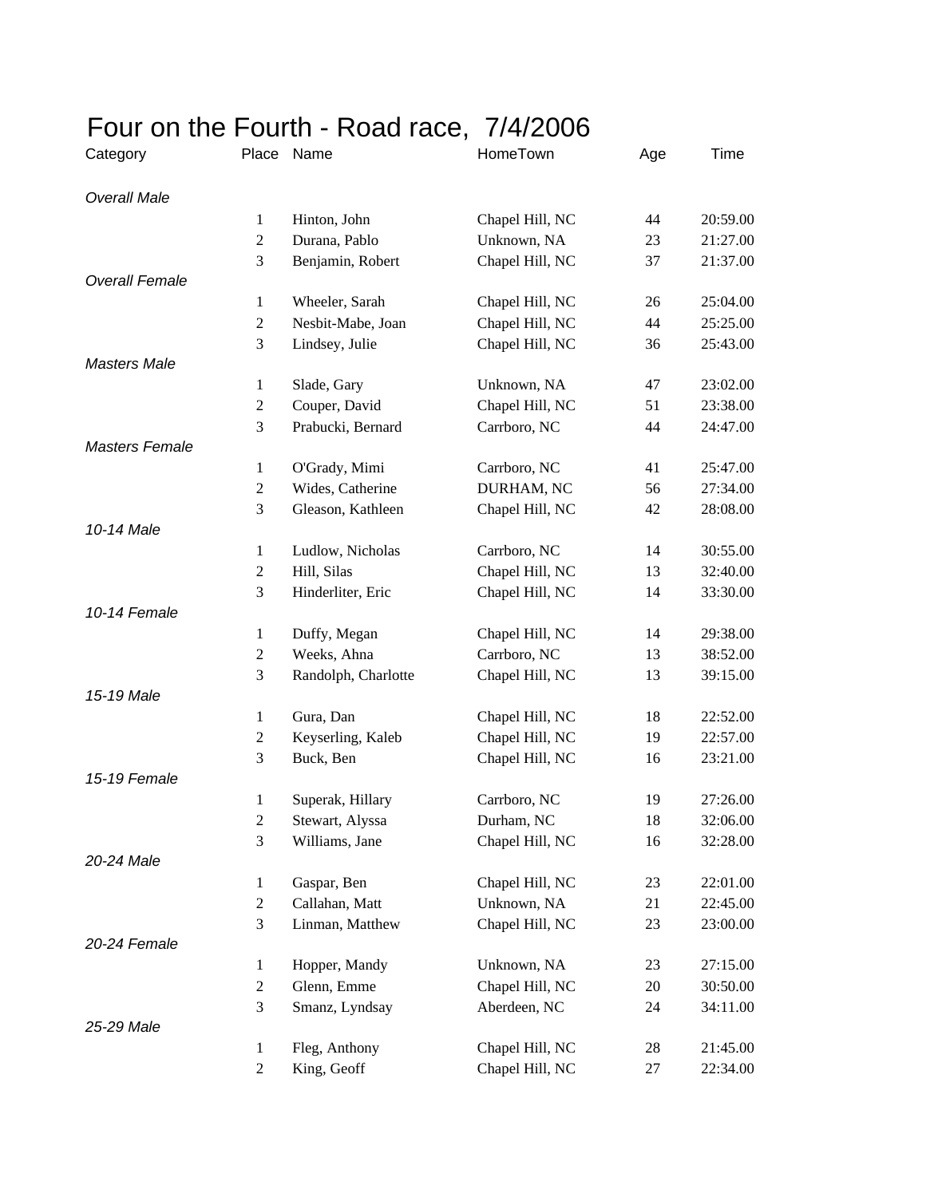# Four on the Fourth - Road race, 7/4/2006

| Category | Place | Name | HomeTown | Age | Time |
|---|---|---|---|---|---|
| *Overall Male* | | | | | |
| | 1 | Hinton, John | Chapel Hill, NC | 44 | 20:59.00 |
| | 2 | Durana, Pablo | Unknown, NA | 23 | 21:27.00 |
| | 3 | Benjamin, Robert | Chapel Hill, NC | 37 | 21:37.00 |
| *Overall Female* | | | | | |
| | 1 | Wheeler, Sarah | Chapel Hill, NC | 26 | 25:04.00 |
| | 2 | Nesbit-Mabe, Joan | Chapel Hill, NC | 44 | 25:25.00 |
| | 3 | Lindsey, Julie | Chapel Hill, NC | 36 | 25:43.00 |
| *Masters Male* | | | | | |
| | 1 | Slade, Gary | Unknown, NA | 47 | 23:02.00 |
| | 2 | Couper, David | Chapel Hill, NC | 51 | 23:38.00 |
| | 3 | Prabucki, Bernard | Carrboro, NC | 44 | 24:47.00 |
| *Masters Female* | | | | | |
| | 1 | O'Grady, Mimi | Carrboro, NC | 41 | 25:47.00 |
| | 2 | Wides, Catherine | DURHAM, NC | 56 | 27:34.00 |
| | 3 | Gleason, Kathleen | Chapel Hill, NC | 42 | 28:08.00 |
| *10-14 Male* | | | | | |
| | 1 | Ludlow, Nicholas | Carrboro, NC | 14 | 30:55.00 |
| | 2 | Hill, Silas | Chapel Hill, NC | 13 | 32:40.00 |
| | 3 | Hinderliter, Eric | Chapel Hill, NC | 14 | 33:30.00 |
| *10-14 Female* | | | | | |
| | 1 | Duffy, Megan | Chapel Hill, NC | 14 | 29:38.00 |
| | 2 | Weeks, Ahna | Carrboro, NC | 13 | 38:52.00 |
| | 3 | Randolph, Charlotte | Chapel Hill, NC | 13 | 39:15.00 |
| *15-19 Male* | | | | | |
| | 1 | Gura, Dan | Chapel Hill, NC | 18 | 22:52.00 |
| | 2 | Keyserling, Kaleb | Chapel Hill, NC | 19 | 22:57.00 |
| | 3 | Buck, Ben | Chapel Hill, NC | 16 | 23:21.00 |
| *15-19 Female* | | | | | |
| | 1 | Superak, Hillary | Carrboro, NC | 19 | 27:26.00 |
| | 2 | Stewart, Alyssa | Durham, NC | 18 | 32:06.00 |
| | 3 | Williams, Jane | Chapel Hill, NC | 16 | 32:28.00 |
| *20-24 Male* | | | | | |
| | 1 | Gaspar, Ben | Chapel Hill, NC | 23 | 22:01.00 |
| | 2 | Callahan, Matt | Unknown, NA | 21 | 22:45.00 |
| | 3 | Linman, Matthew | Chapel Hill, NC | 23 | 23:00.00 |
| *20-24 Female* | | | | | |
| | 1 | Hopper, Mandy | Unknown, NA | 23 | 27:15.00 |
| | 2 | Glenn, Emme | Chapel Hill, NC | 20 | 30:50.00 |
| | 3 | Smanz, Lyndsay | Aberdeen, NC | 24 | 34:11.00 |
| *25-29 Male* | | | | | |
| | 1 | Fleg, Anthony | Chapel Hill, NC | 28 | 21:45.00 |
| | 2 | King, Geoff | Chapel Hill, NC | 27 | 22:34.00 |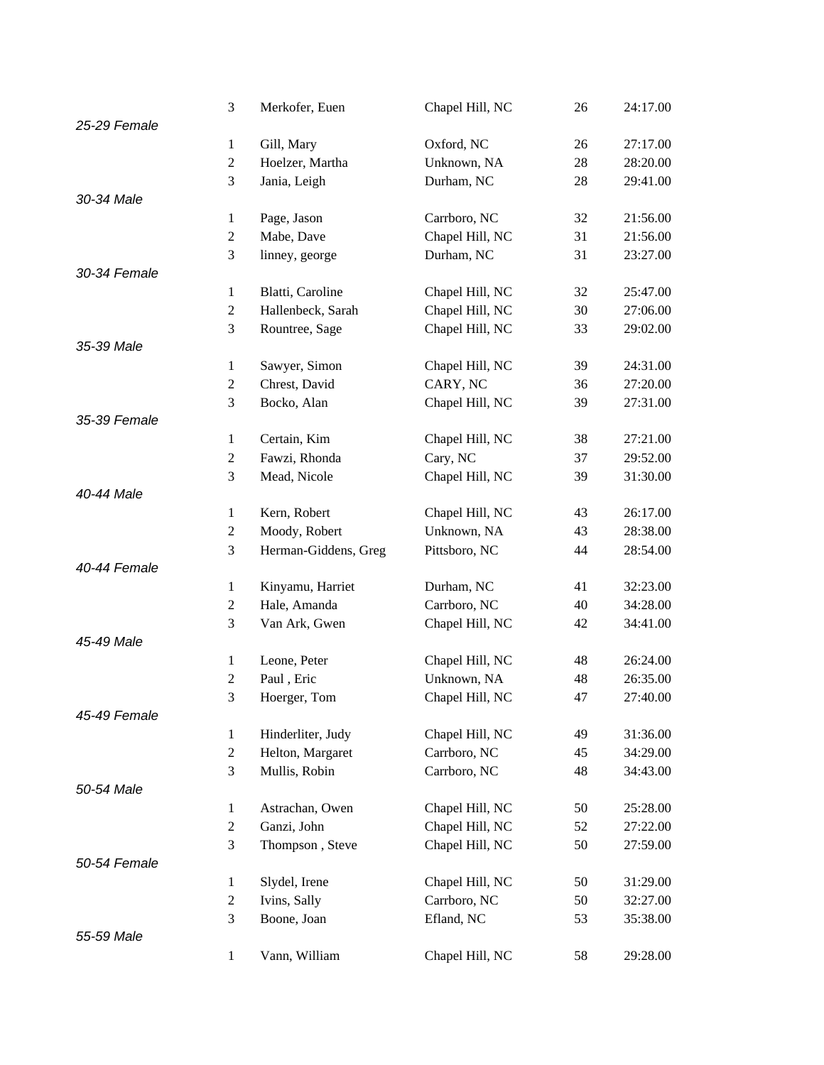| | | | | | |
|---|---|---|---|---|---|
| | 3 | Merkofer, Euen | Chapel Hill, NC | 26 | 24:17.00 |
| *25-29 Female* | | | | | |
| | 1 | Gill, Mary | Oxford, NC | 26 | 27:17.00 |
| | 2 | Hoelzer, Martha | Unknown, NA | 28 | 28:20.00 |
| | 3 | Jania, Leigh | Durham, NC | 28 | 29:41.00 |
| *30-34 Male* | | | | | |
| | 1 | Page, Jason | Carrboro, NC | 32 | 21:56.00 |
| | 2 | Mabe, Dave | Chapel Hill, NC | 31 | 21:56.00 |
| | 3 | linney, george | Durham, NC | 31 | 23:27.00 |
| *30-34 Female* | | | | | |
| | 1 | Blatti, Caroline | Chapel Hill, NC | 32 | 25:47.00 |
| | 2 | Hallenbeck, Sarah | Chapel Hill, NC | 30 | 27:06.00 |
| | 3 | Rountree, Sage | Chapel Hill, NC | 33 | 29:02.00 |
| *35-39 Male* | | | | | |
| | 1 | Sawyer, Simon | Chapel Hill, NC | 39 | 24:31.00 |
| | 2 | Chrest, David | CARY, NC | 36 | 27:20.00 |
| | 3 | Bocko, Alan | Chapel Hill, NC | 39 | 27:31.00 |
| *35-39 Female* | | | | | |
| | 1 | Certain, Kim | Chapel Hill, NC | 38 | 27:21.00 |
| | 2 | Fawzi, Rhonda | Cary, NC | 37 | 29:52.00 |
| | 3 | Mead, Nicole | Chapel Hill, NC | 39 | 31:30.00 |
| *40-44 Male* | | | | | |
| | 1 | Kern, Robert | Chapel Hill, NC | 43 | 26:17.00 |
| | 2 | Moody, Robert | Unknown, NA | 43 | 28:38.00 |
| | 3 | Herman-Giddens, Greg | Pittsboro, NC | 44 | 28:54.00 |
| *40-44 Female* | | | | | |
| | 1 | Kinyamu, Harriet | Durham, NC | 41 | 32:23.00 |
| | 2 | Hale, Amanda | Carrboro, NC | 40 | 34:28.00 |
| | 3 | Van Ark, Gwen | Chapel Hill, NC | 42 | 34:41.00 |
| *45-49 Male* | | | | | |
| | 1 | Leone, Peter | Chapel Hill, NC | 48 | 26:24.00 |
| | 2 | Paul , Eric | Unknown, NA | 48 | 26:35.00 |
| | 3 | Hoerger, Tom | Chapel Hill, NC | 47 | 27:40.00 |
| *45-49 Female* | | | | | |
| | 1 | Hinderliter, Judy | Chapel Hill, NC | 49 | 31:36.00 |
| | 2 | Helton, Margaret | Carrboro, NC | 45 | 34:29.00 |
| | 3 | Mullis, Robin | Carrboro, NC | 48 | 34:43.00 |
| *50-54 Male* | | | | | |
| | 1 | Astrachan, Owen | Chapel Hill, NC | 50 | 25:28.00 |
| | 2 | Ganzi, John | Chapel Hill, NC | 52 | 27:22.00 |
| | 3 | Thompson , Steve | Chapel Hill, NC | 50 | 27:59.00 |
| *50-54 Female* | | | | | |
| | 1 | Slydel, Irene | Chapel Hill, NC | 50 | 31:29.00 |
| | 2 | Ivins, Sally | Carrboro, NC | 50 | 32:27.00 |
| | 3 | Boone, Joan | Efland, NC | 53 | 35:38.00 |
| *55-59 Male* | | | | | |
| | 1 | Vann, William | Chapel Hill, NC | 58 | 29:28.00 |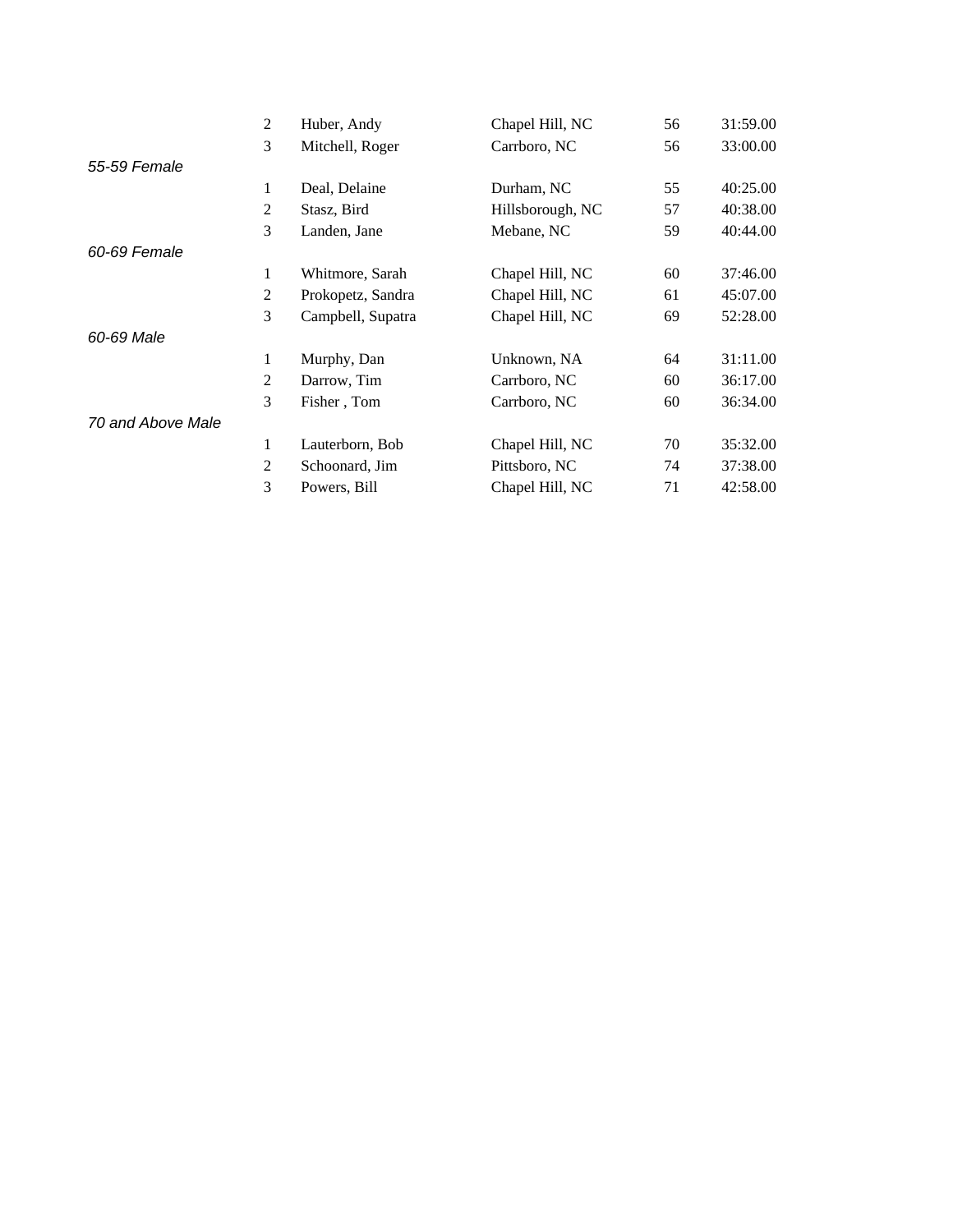| | Place | Name | City | Age | Time |
|---|---|---|---|---|---|
| | 2 | Huber, Andy | Chapel Hill, NC | 56 | 31:59.00 |
| | 3 | Mitchell, Roger | Carrboro, NC | 56 | 33:00.00 |
| *55-59 Female* | | | | | |
| | 1 | Deal, Delaine | Durham, NC | 55 | 40:25.00 |
| | 2 | Stasz, Bird | Hillsborough, NC | 57 | 40:38.00 |
| | 3 | Landen, Jane | Mebane, NC | 59 | 40:44.00 |
| *60-69 Female* | | | | | |
| | 1 | Whitmore, Sarah | Chapel Hill, NC | 60 | 37:46.00 |
| | 2 | Prokopetz, Sandra | Chapel Hill, NC | 61 | 45:07.00 |
| | 3 | Campbell, Supatra | Chapel Hill, NC | 69 | 52:28.00 |
| *60-69 Male* | | | | | |
| | 1 | Murphy, Dan | Unknown, NA | 64 | 31:11.00 |
| | 2 | Darrow, Tim | Carrboro, NC | 60 | 36:17.00 |
| | 3 | Fisher , Tom | Carrboro, NC | 60 | 36:34.00 |
| *70 and Above Male* | | | | | |
| | 1 | Lauterborn, Bob | Chapel Hill, NC | 70 | 35:32.00 |
| | 2 | Schoonard, Jim | Pittsboro, NC | 74 | 37:38.00 |
| | 3 | Powers, Bill | Chapel Hill, NC | 71 | 42:58.00 |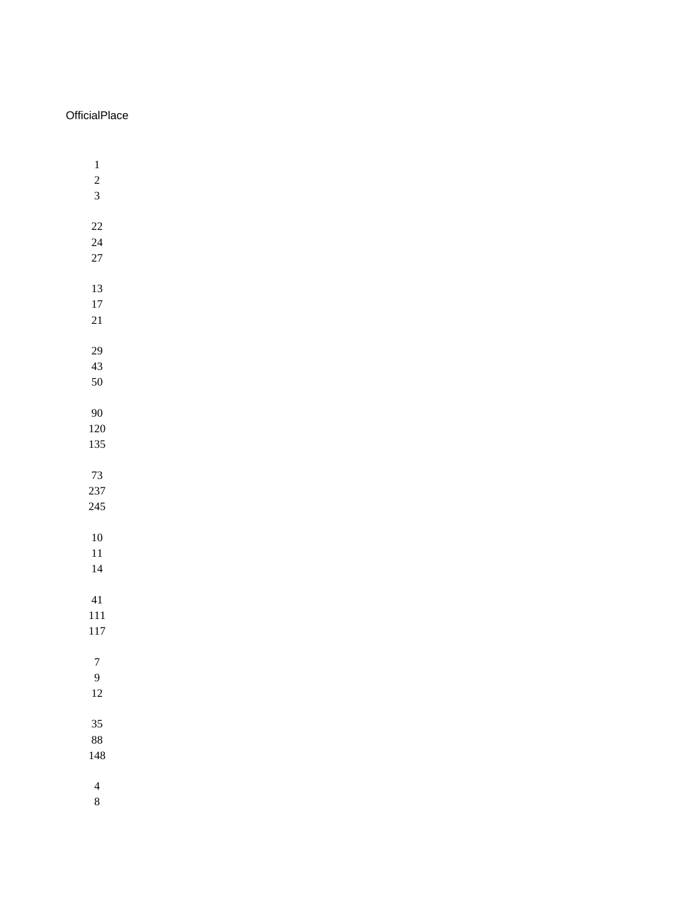| OfficialPlace |
|---|
| 1 |
| 2 |
| 3 |
| |
| 22 |
| 24 |
| 27 |
| |
| 13 |
| 17 |
| 21 |
| |
| 29 |
| 43 |
| 50 |
| |
| 90 |
| 120 |
| 135 |
| |
| 73 |
| 237 |
| 245 |
| |
| 10 |
| 11 |
| 14 |
| |
| 41 |
| 111 |
| 117 |
| |
| 7 |
| 9 |
| 12 |
| |
| 35 |
| 88 |
| 148 |
| |
| 4 |
| 8 |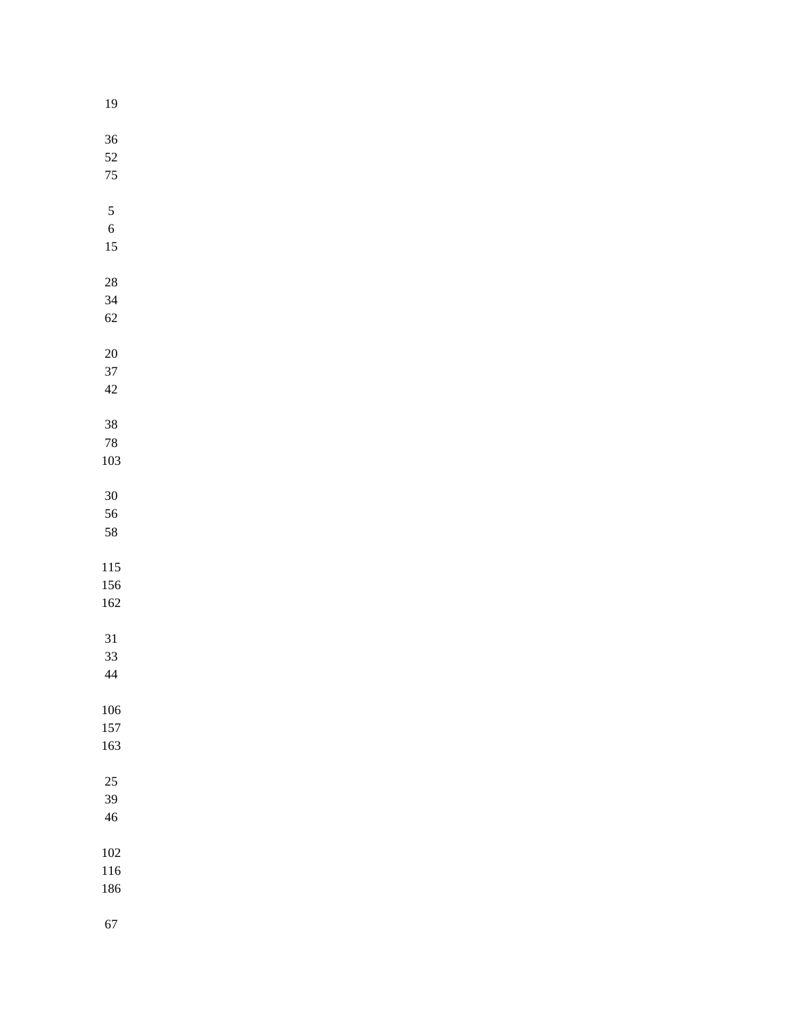19

36
52
75

5
6
15

28
34
62

20
37
42

38
78
103

30
56
58

115
156
162

31
33
44

106
157
163

25
39
46

102
116
186

67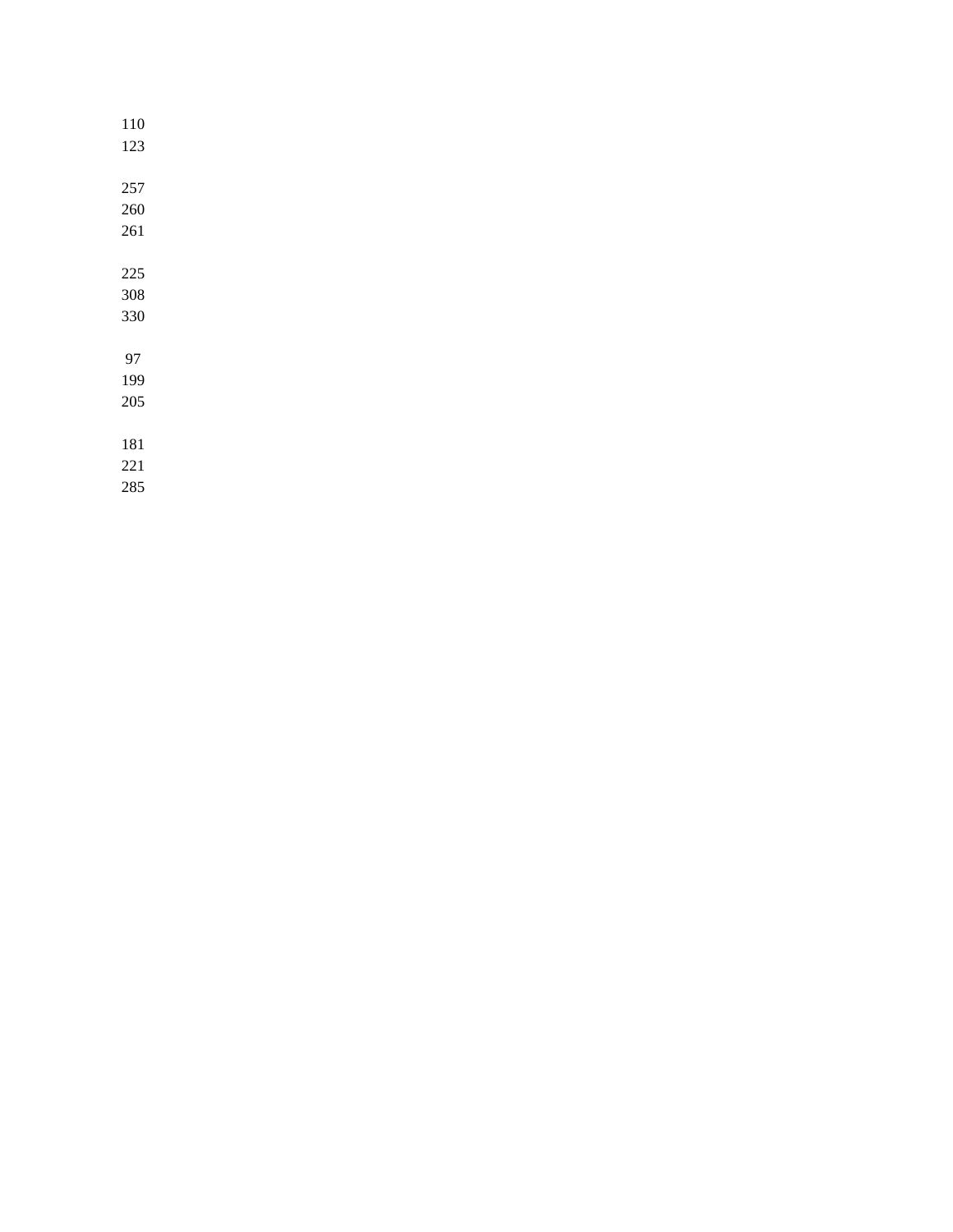110
123

257
260
261

225
308
330

97
199
205

181
221
285